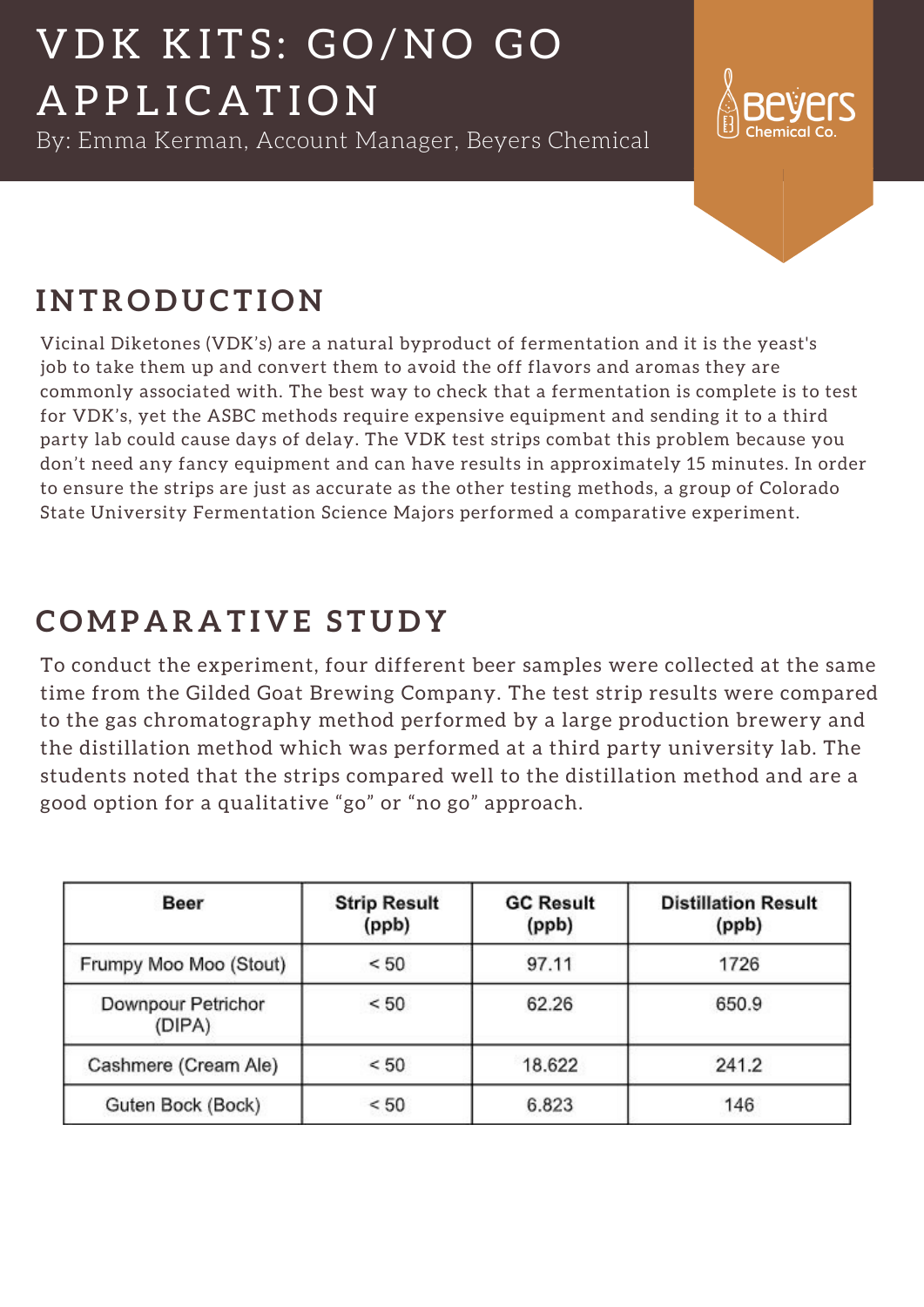# VDK KITS: GO/NO GO APPLICATION

By: Emma Kerman, Account Manager, Beyers Chemical

Beyers Chemical Co.

## INTRODUCTION

Vicinal Diketones (VDK's) are a natural byproduct of fermentation and it is the yeast's job to take them up and convert them to avoid the off flavors and aromas they are commonly associated with. The best way to check that a fermentation is complete is to test for VDK's, yet the ASBC methods require expensive equipment and sending it to a third party lab could cause days of delay. The VDK test strips combat this problem because you don't need any fancy equipment and can have results in approximately 15 minutes. In order to ensure the strips are just as accurate as the other testing methods, a group of Colorado State University Fermentation Science Majors performed a comparative experiment.

## COMPARATIVE STUDY

To conduct the experiment, four different beer samples were collected at the same time from the Gilded Goat Brewing Company. The test strip results were compared to the gas chromatography method performed by a large production brewery and the distillation method which was performed at a third party university lab. The students noted that the strips compared well to the distillation method and are a good option for a qualitative "go" or "no go" approach.

| Beer | Strip Result (ppb) | GC Result (ppb) | Distillation Result (ppb) |
|---|---|---|---|
| Frumpy Moo Moo (Stout) | < 50 | 97.11 | 1726 |
| Downpour Petrichor (DIPA) | < 50 | 62.26 | 650.9 |
| Cashmere (Cream Ale) | < 50 | 18.622 | 241.2 |
| Guten Bock (Bock) | < 50 | 6.823 | 146 |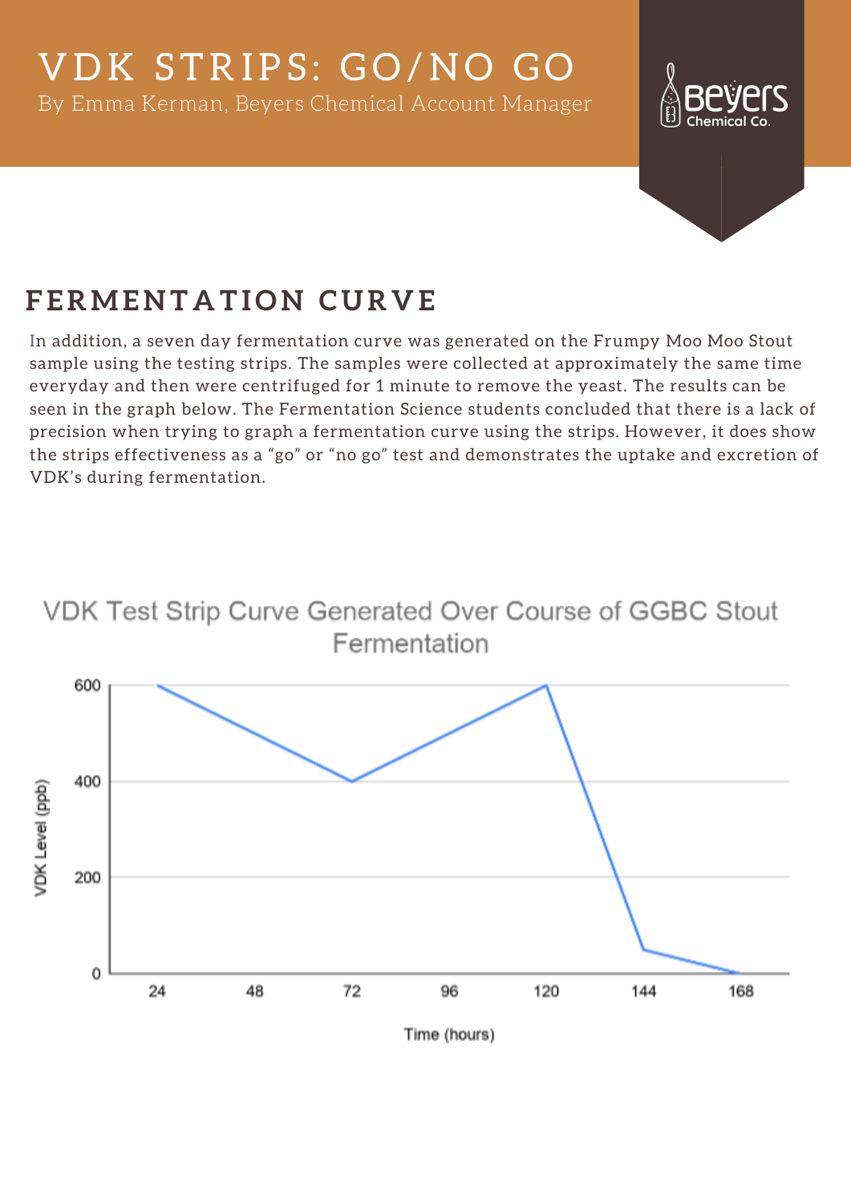# VDK STRIPS: GO/NO GO

By Emma Kerman, Beyers Chemical Account Manager

Beyers Chemical Co.

## FERMENTATION CURVE

In addition, a seven day fermentation curve was generated on the Frumpy Moo Moo Stout sample using the testing strips. The samples were collected at approximately the same time everyday and then were centrifuged for 1 minute to remove the yeast. The results can be seen in the graph below. The Fermentation Science students concluded that there is a lack of precision when trying to graph a fermentation curve using the strips. However, it does show the strips effectiveness as a "go" or "no go" test and demonstrates the uptake and excretion of VDK's during fermentation.

VDK Test Strip Curve Generated Over Course of GGBC Stout Fermentation

VDK Level (ppb)

600

400

200

0

24 48 72 96 120 144 168

Time (hours)